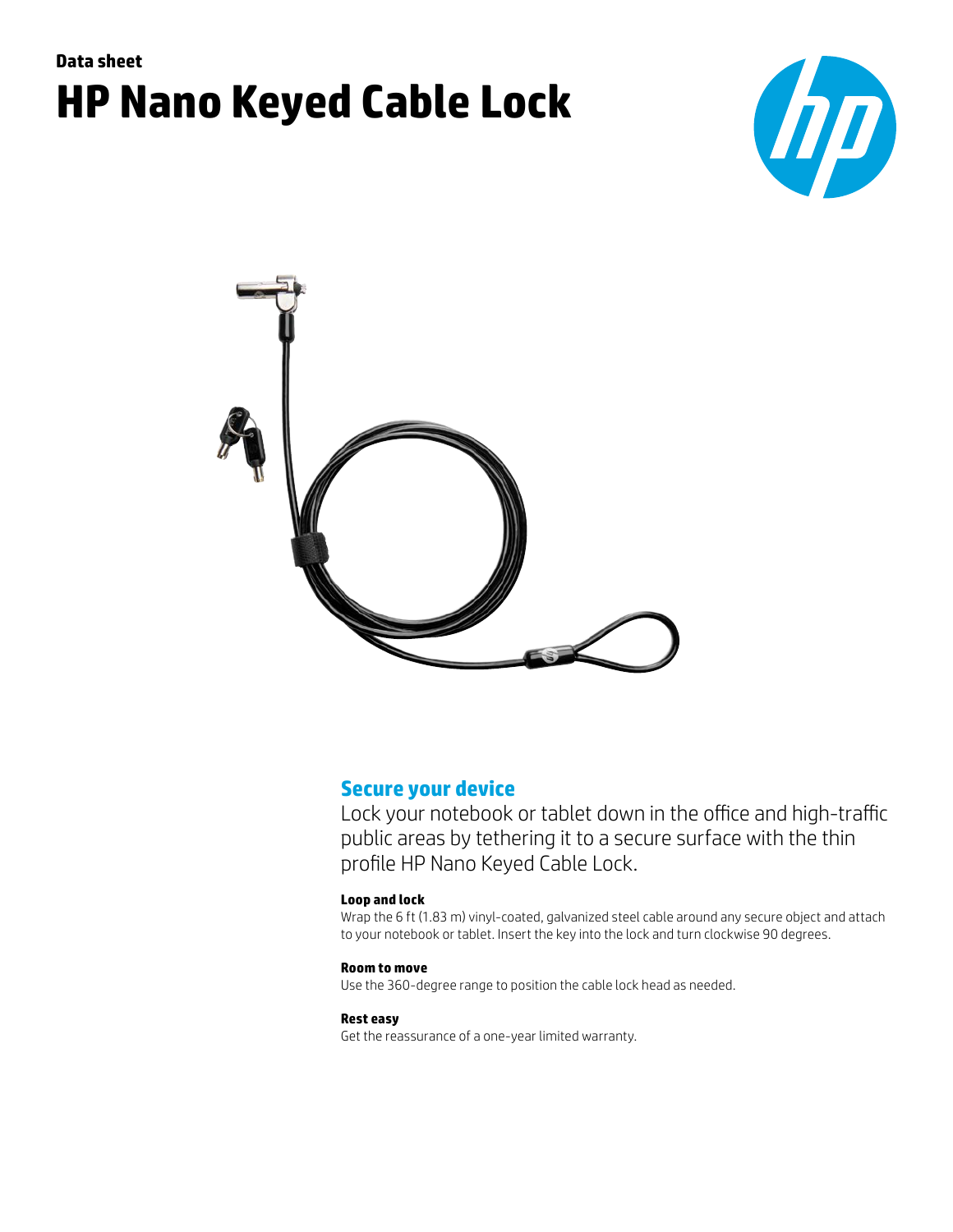Data sheet

# HP Nano Keyed Cable Lock

## Secure your device

Lock your notebook or tablet down in the office and high-traffic public areas by tethering it to a secure surface with the thin profile HP Nano Keyed Cable Lock.

**Loop and lock**

Wrap the 6 ft (1.83 m) vinyl-coated, galvanized steel cable around any secure object and attach to your notebook or tablet. Insert the key into the lock and turn clockwise 90 degrees.

**Room to move**

Use the 360-degree range to position the cable lock head as needed.

**Rest easy**

Get the reassurance of a one-year limited warranty.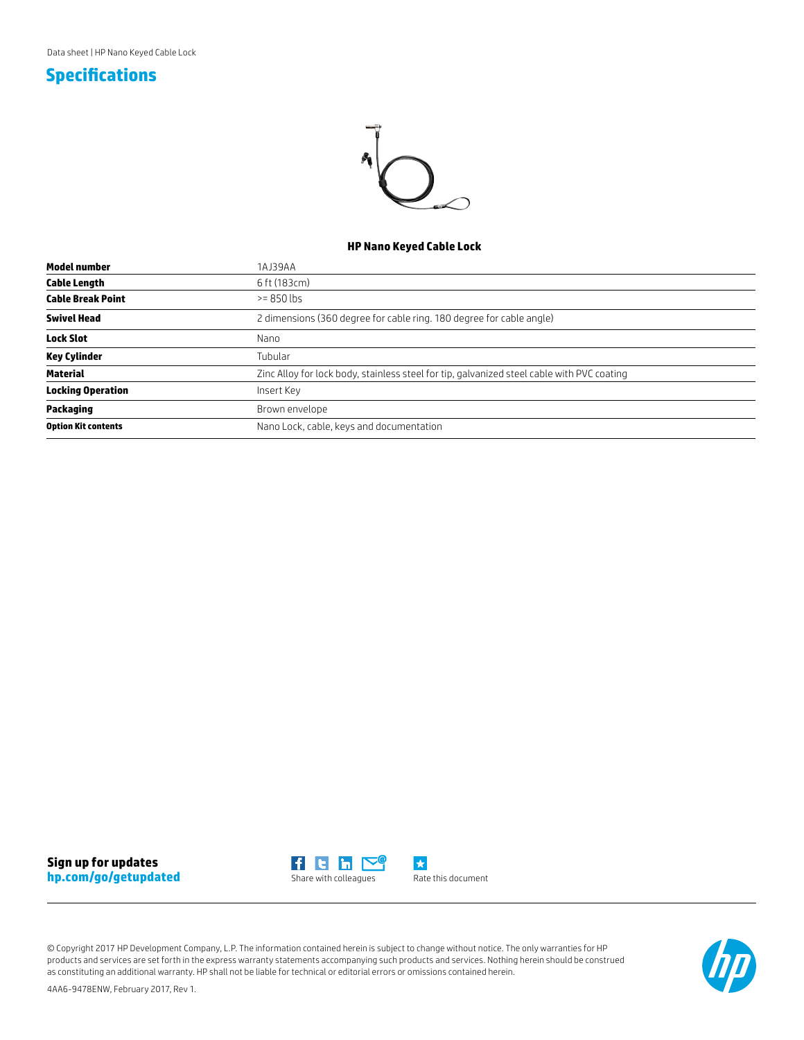## Specifications

**HP Nano Keyed Cable Lock**

| | |
|---|---|
| **Model number** | 1AJ39AA |
| **Cable Length** | 6 ft (183cm) |
| **Cable Break Point** | >= 850 lbs |
| **Swivel Head** | 2 dimensions (360 degree for cable ring. 180 degree for cable angle) |
| **Lock Slot** | Nano |
| **Key Cylinder** | Tubular |
| **Material** | Zinc Alloy for lock body, stainless steel for tip, galvanized steel cable with PVC coating |
| **Locking Operation** | Insert Key |
| **Packaging** | Brown envelope |
| **Option Kit contents** | Nano Lock, cable, keys and documentation |

**Sign up for updates**
**hp.com/go/getupdated**

Share with colleagues

Rate this document

© Copyright 2017 HP Development Company, L.P. The information contained herein is subject to change without notice. The only warranties for HP products and services are set forth in the express warranty statements accompanying such products and services. Nothing herein should be construed as constituting an additional warranty. HP shall not be liable for technical or editorial errors or omissions contained herein.

4AA6-9478ENW, February 2017, Rev 1.